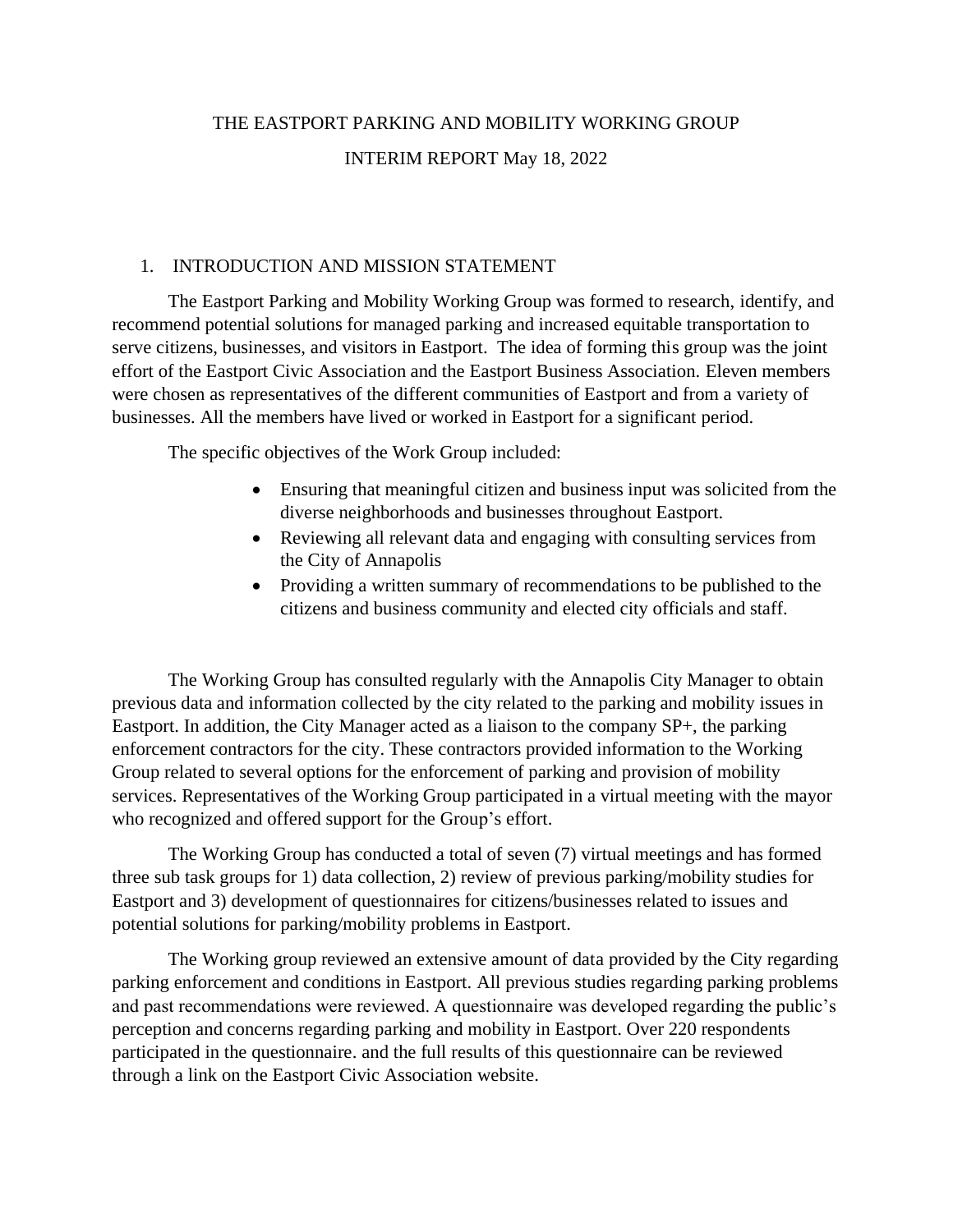# THE EASTPORT PARKING AND MOBILITY WORKING GROUP

## INTERIM REPORT May 18, 2022

### 1. INTRODUCTION AND MISSION STATEMENT

The Eastport Parking and Mobility Working Group was formed to research, identify, and recommend potential solutions for managed parking and increased equitable transportation to serve citizens, businesses, and visitors in Eastport. The idea of forming this group was the joint effort of the Eastport Civic Association and the Eastport Business Association. Eleven members were chosen as representatives of the different communities of Eastport and from a variety of businesses. All the members have lived or worked in Eastport for a significant period.

The specific objectives of the Work Group included:

- Ensuring that meaningful citizen and business input was solicited from the diverse neighborhoods and businesses throughout Eastport.
- Reviewing all relevant data and engaging with consulting services from the City of Annapolis
- Providing a written summary of recommendations to be published to the citizens and business community and elected city officials and staff.

The Working Group has consulted regularly with the Annapolis City Manager to obtain previous data and information collected by the city related to the parking and mobility issues in Eastport. In addition, the City Manager acted as a liaison to the company SP+, the parking enforcement contractors for the city. These contractors provided information to the Working Group related to several options for the enforcement of parking and provision of mobility services. Representatives of the Working Group participated in a virtual meeting with the mayor who recognized and offered support for the Group's effort.

The Working Group has conducted a total of seven (7) virtual meetings and has formed three sub task groups for 1) data collection, 2) review of previous parking/mobility studies for Eastport and 3) development of questionnaires for citizens/businesses related to issues and potential solutions for parking/mobility problems in Eastport.

The Working group reviewed an extensive amount of data provided by the City regarding parking enforcement and conditions in Eastport. All previous studies regarding parking problems and past recommendations were reviewed. A questionnaire was developed regarding the public's perception and concerns regarding parking and mobility in Eastport. Over 220 respondents participated in the questionnaire. and the full results of this questionnaire can be reviewed through a link on the Eastport Civic Association website.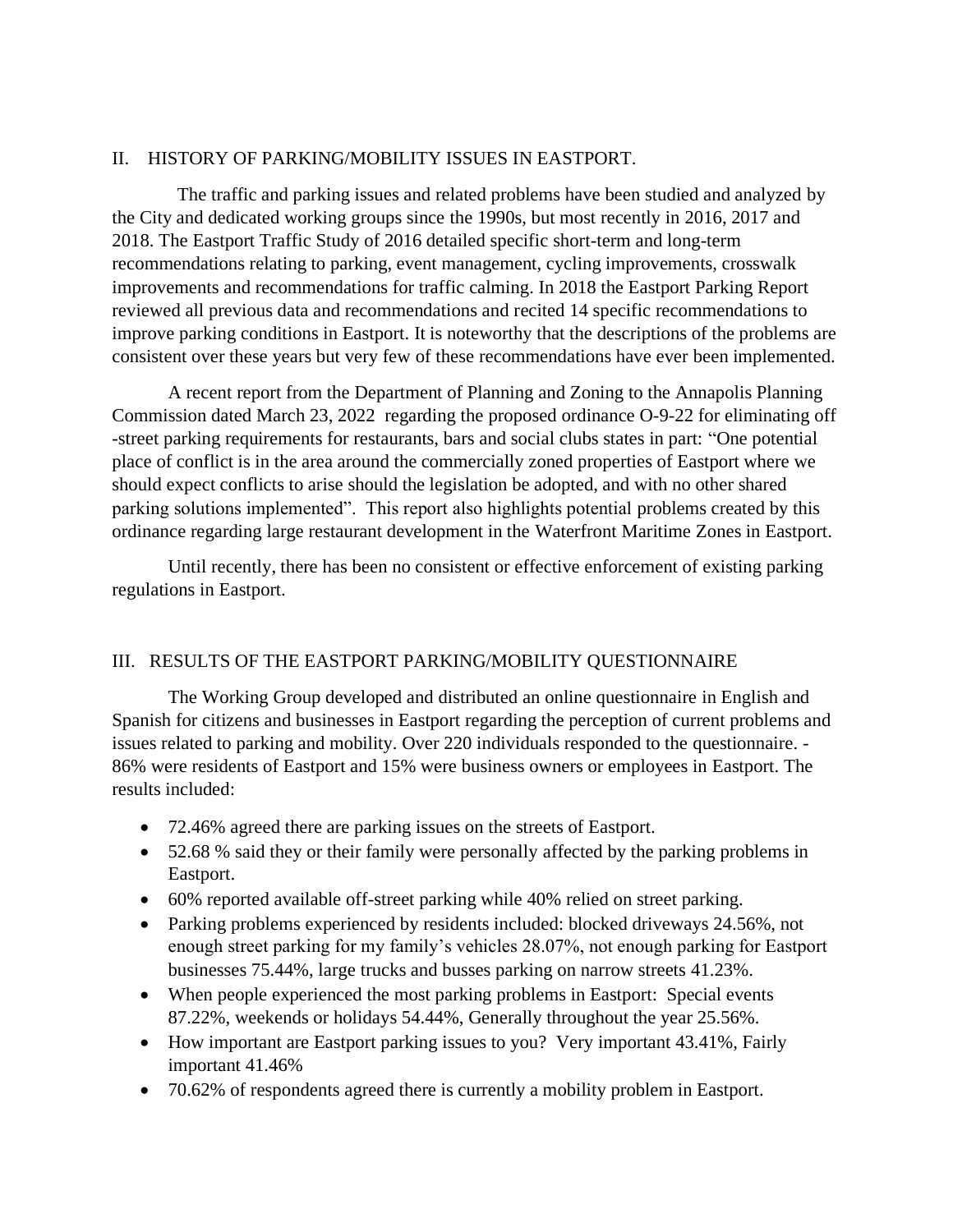## II. HISTORY OF PARKING/MOBILITY ISSUES IN EASTPORT.

The traffic and parking issues and related problems have been studied and analyzed by the City and dedicated working groups since the 1990s, but most recently in 2016, 2017 and 2018. The Eastport Traffic Study of 2016 detailed specific short-term and long-term recommendations relating to parking, event management, cycling improvements, crosswalk improvements and recommendations for traffic calming. In 2018 the Eastport Parking Report reviewed all previous data and recommendations and recited 14 specific recommendations to improve parking conditions in Eastport. It is noteworthy that the descriptions of the problems are consistent over these years but very few of these recommendations have ever been implemented.

A recent report from the Department of Planning and Zoning to the Annapolis Planning Commission dated March 23, 2022 regarding the proposed ordinance O-9-22 for eliminating off -street parking requirements for restaurants, bars and social clubs states in part: "One potential place of conflict is in the area around the commercially zoned properties of Eastport where we should expect conflicts to arise should the legislation be adopted, and with no other shared parking solutions implemented". This report also highlights potential problems created by this ordinance regarding large restaurant development in the Waterfront Maritime Zones in Eastport.

Until recently, there has been no consistent or effective enforcement of existing parking regulations in Eastport.

## III. RESULTS OF THE EASTPORT PARKING/MOBILITY QUESTIONNAIRE

The Working Group developed and distributed an online questionnaire in English and Spanish for citizens and businesses in Eastport regarding the perception of current problems and issues related to parking and mobility. Over 220 individuals responded to the questionnaire. - 86% were residents of Eastport and 15% were business owners or employees in Eastport. The results included:

- 72.46% agreed there are parking issues on the streets of Eastport.
- 52.68 % said they or their family were personally affected by the parking problems in Eastport.
- 60% reported available off-street parking while 40% relied on street parking.
- Parking problems experienced by residents included: blocked driveways 24.56%, not enough street parking for my family's vehicles 28.07%, not enough parking for Eastport businesses 75.44%, large trucks and busses parking on narrow streets 41.23%.
- When people experienced the most parking problems in Eastport: Special events 87.22%, weekends or holidays 54.44%, Generally throughout the year 25.56%.
- How important are Eastport parking issues to you? Very important 43.41%, Fairly important 41.46%
- 70.62% of respondents agreed there is currently a mobility problem in Eastport.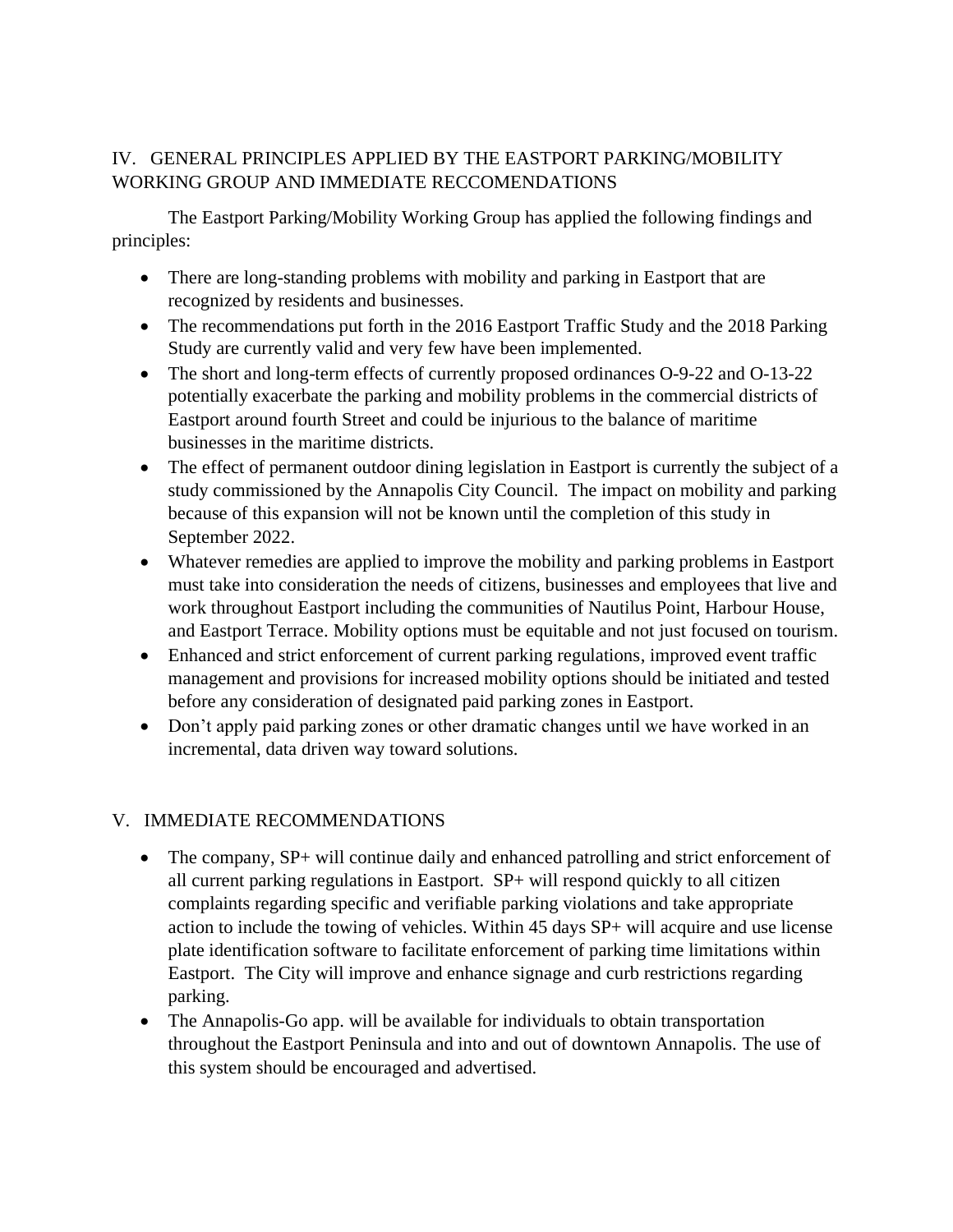## IV. GENERAL PRINCIPLES APPLIED BY THE EASTPORT PARKING/MOBILITY WORKING GROUP AND IMMEDIATE RECCOMENDATIONS

The Eastport Parking/Mobility Working Group has applied the following findings and principles:

- There are long-standing problems with mobility and parking in Eastport that are recognized by residents and businesses.
- The recommendations put forth in the 2016 Eastport Traffic Study and the 2018 Parking Study are currently valid and very few have been implemented.
- The short and long-term effects of currently proposed ordinances O-9-22 and O-13-22 potentially exacerbate the parking and mobility problems in the commercial districts of Eastport around fourth Street and could be injurious to the balance of maritime businesses in the maritime districts.
- The effect of permanent outdoor dining legislation in Eastport is currently the subject of a study commissioned by the Annapolis City Council. The impact on mobility and parking because of this expansion will not be known until the completion of this study in September 2022.
- Whatever remedies are applied to improve the mobility and parking problems in Eastport must take into consideration the needs of citizens, businesses and employees that live and work throughout Eastport including the communities of Nautilus Point, Harbour House, and Eastport Terrace. Mobility options must be equitable and not just focused on tourism.
- Enhanced and strict enforcement of current parking regulations, improved event traffic management and provisions for increased mobility options should be initiated and tested before any consideration of designated paid parking zones in Eastport.
- Don't apply paid parking zones or other dramatic changes until we have worked in an incremental, data driven way toward solutions.

## V. IMMEDIATE RECOMMENDATIONS

- The company, SP+ will continue daily and enhanced patrolling and strict enforcement of all current parking regulations in Eastport. SP+ will respond quickly to all citizen complaints regarding specific and verifiable parking violations and take appropriate action to include the towing of vehicles. Within 45 days SP+ will acquire and use license plate identification software to facilitate enforcement of parking time limitations within Eastport. The City will improve and enhance signage and curb restrictions regarding parking.
- The Annapolis-Go app. will be available for individuals to obtain transportation throughout the Eastport Peninsula and into and out of downtown Annapolis. The use of this system should be encouraged and advertised.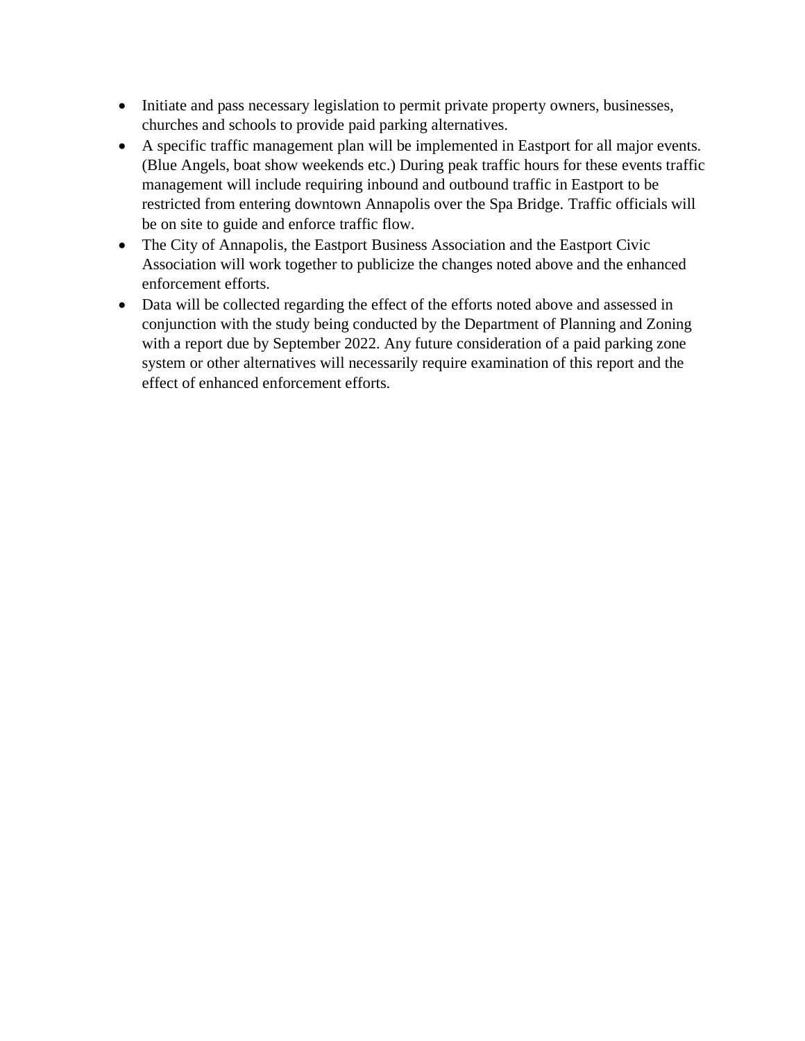- Initiate and pass necessary legislation to permit private property owners, businesses, churches and schools to provide paid parking alternatives.
- A specific traffic management plan will be implemented in Eastport for all major events. (Blue Angels, boat show weekends etc.) During peak traffic hours for these events traffic management will include requiring inbound and outbound traffic in Eastport to be restricted from entering downtown Annapolis over the Spa Bridge. Traffic officials will be on site to guide and enforce traffic flow.
- The City of Annapolis, the Eastport Business Association and the Eastport Civic Association will work together to publicize the changes noted above and the enhanced enforcement efforts.
- Data will be collected regarding the effect of the efforts noted above and assessed in conjunction with the study being conducted by the Department of Planning and Zoning with a report due by September 2022. Any future consideration of a paid parking zone system or other alternatives will necessarily require examination of this report and the effect of enhanced enforcement efforts.